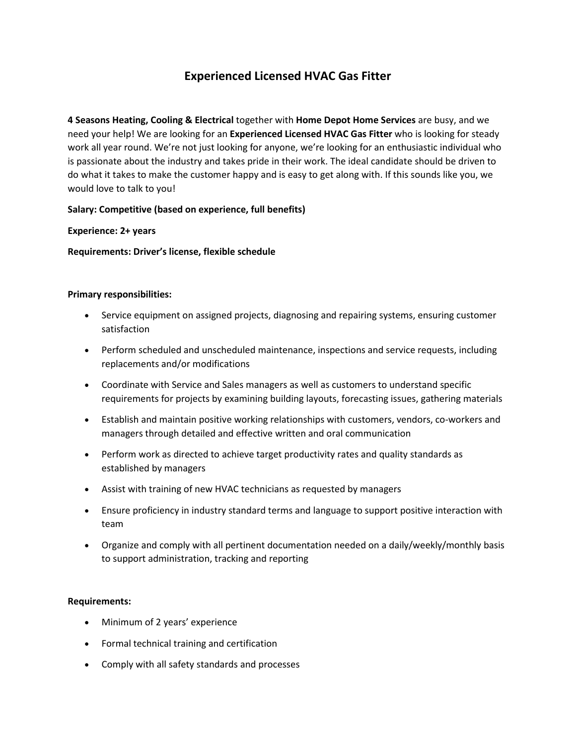# Experienced Licensed HVAC Gas Fitter

**4 Seasons Heating, Cooling & Electrical** together with **Home Depot Home Services** are busy, and we need your help! We are looking for an **Experienced Licensed HVAC Gas Fitter** who is looking for steady work all year round. We're not just looking for anyone, we're looking for an enthusiastic individual who is passionate about the industry and takes pride in their work. The ideal candidate should be driven to do what it takes to make the customer happy and is easy to get along with. If this sounds like you, we would love to talk to you!

**Salary: Competitive (based on experience, full benefits)**

**Experience: 2+ years**

**Requirements: Driver's license, flexible schedule**

**Primary responsibilities:**

- Service equipment on assigned projects, diagnosing and repairing systems, ensuring customer satisfaction
- Perform scheduled and unscheduled maintenance, inspections and service requests, including replacements and/or modifications
- Coordinate with Service and Sales managers as well as customers to understand specific requirements for projects by examining building layouts, forecasting issues, gathering materials
- Establish and maintain positive working relationships with customers, vendors, co-workers and managers through detailed and effective written and oral communication
- Perform work as directed to achieve target productivity rates and quality standards as established by managers
- Assist with training of new HVAC technicians as requested by managers
- Ensure proficiency in industry standard terms and language to support positive interaction with team
- Organize and comply with all pertinent documentation needed on a daily/weekly/monthly basis to support administration, tracking and reporting

**Requirements:**

- Minimum of 2 years' experience
- Formal technical training and certification
- Comply with all safety standards and processes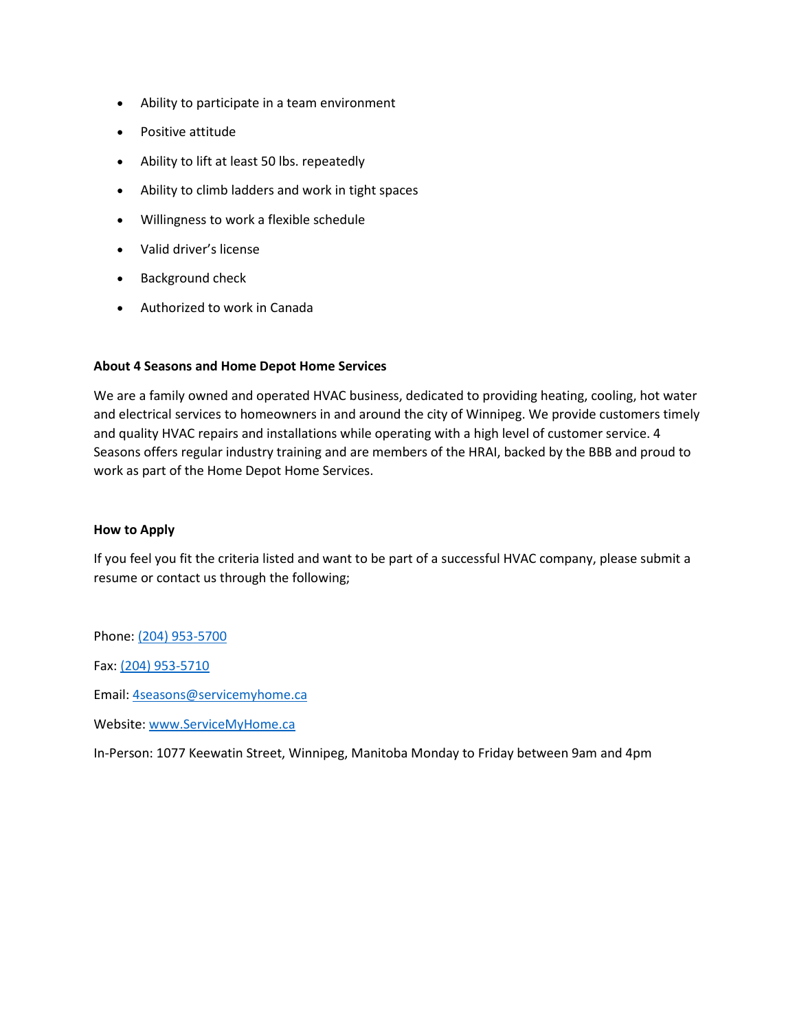- Ability to participate in a team environment
- Positive attitude
- Ability to lift at least 50 lbs. repeatedly
- Ability to climb ladders and work in tight spaces
- Willingness to work a flexible schedule
- Valid driver's license
- Background check
- Authorized to work in Canada

**About 4 Seasons and Home Depot Home Services**

We are a family owned and operated HVAC business, dedicated to providing heating, cooling, hot water and electrical services to homeowners in and around the city of Winnipeg. We provide customers timely and quality HVAC repairs and installations while operating with a high level of customer service. 4 Seasons offers regular industry training and are members of the HRAI, backed by the BBB and proud to work as part of the Home Depot Home Services.

**How to Apply**

If you feel you fit the criteria listed and want to be part of a successful HVAC company, please submit a resume or contact us through the following;

Phone: (204) 953-5700

Fax: (204) 953-5710

Email: 4seasons@servicemyhome.ca

Website: www.ServiceMyHome.ca

In-Person: 1077 Keewatin Street, Winnipeg, Manitoba Monday to Friday between 9am and 4pm